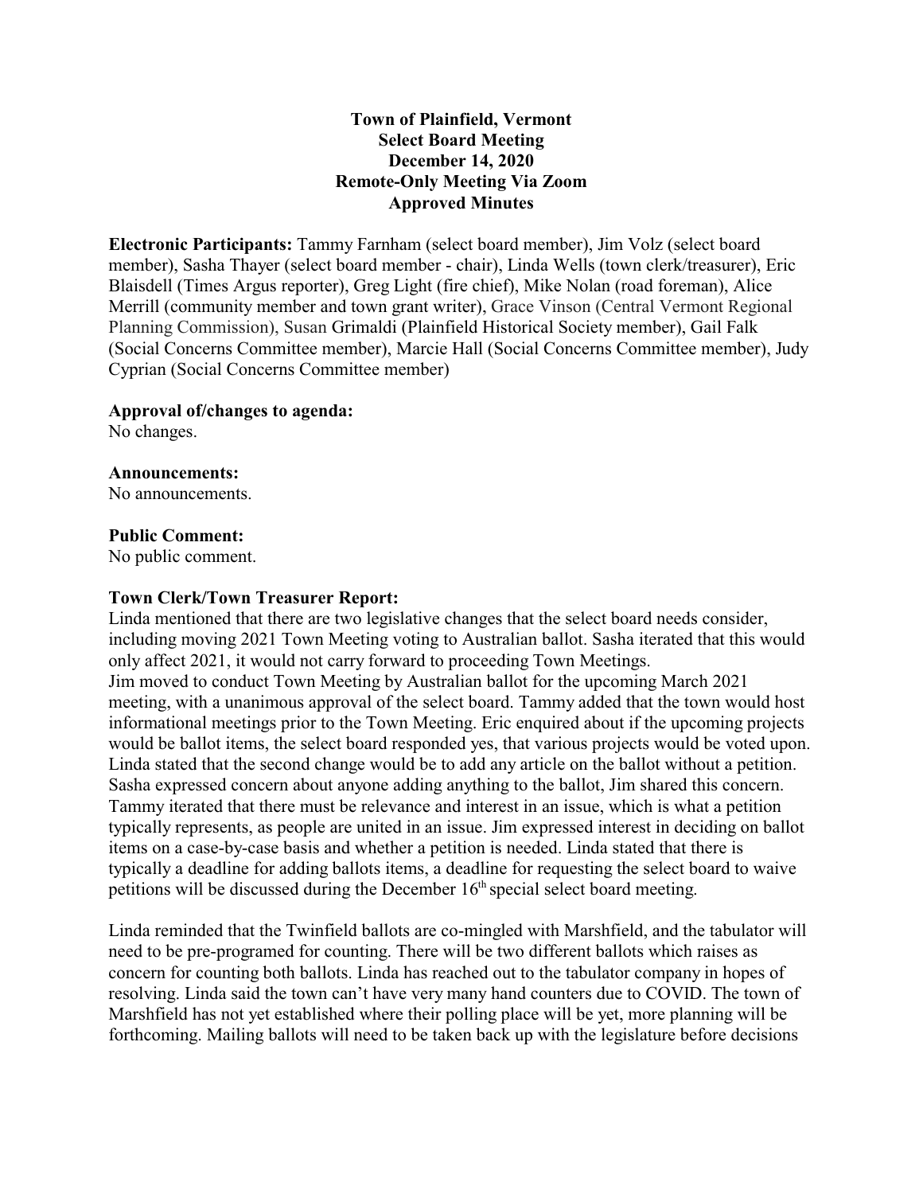**Town of Plainfield, Vermont**
**Select Board Meeting**
**December 14, 2020**
**Remote-Only Meeting Via Zoom**
**Approved Minutes**

**Electronic Participants:** Tammy Farnham (select board member), Jim Volz (select board member), Sasha Thayer (select board member - chair), Linda Wells (town clerk/treasurer), Eric Blaisdell (Times Argus reporter), Greg Light (fire chief), Mike Nolan (road foreman), Alice Merrill (community member and town grant writer), Grace Vinson (Central Vermont Regional Planning Commission), Susan Grimaldi (Plainfield Historical Society member), Gail Falk (Social Concerns Committee member), Marcie Hall (Social Concerns Committee member), Judy Cyprian (Social Concerns Committee member)

**Approval of/changes to agenda:**
No changes.

**Announcements:**
No announcements.

**Public Comment:**
No public comment.

**Town Clerk/Town Treasurer Report:**
Linda mentioned that there are two legislative changes that the select board needs consider, including moving 2021 Town Meeting voting to Australian ballot. Sasha iterated that this would only affect 2021, it would not carry forward to proceeding Town Meetings.
Jim moved to conduct Town Meeting by Australian ballot for the upcoming March 2021 meeting, with a unanimous approval of the select board. Tammy added that the town would host informational meetings prior to the Town Meeting. Eric enquired about if the upcoming projects would be ballot items, the select board responded yes, that various projects would be voted upon. Linda stated that the second change would be to add any article on the ballot without a petition. Sasha expressed concern about anyone adding anything to the ballot, Jim shared this concern. Tammy iterated that there must be relevance and interest in an issue, which is what a petition typically represents, as people are united in an issue. Jim expressed interest in deciding on ballot items on a case-by-case basis and whether a petition is needed. Linda stated that there is typically a deadline for adding ballots items, a deadline for requesting the select board to waive petitions will be discussed during the December 16th special select board meeting.

Linda reminded that the Twinfield ballots are co-mingled with Marshfield, and the tabulator will need to be pre-programed for counting. There will be two different ballots which raises as concern for counting both ballots. Linda has reached out to the tabulator company in hopes of resolving. Linda said the town can't have very many hand counters due to COVID. The town of Marshfield has not yet established where their polling place will be yet, more planning will be forthcoming. Mailing ballots will need to be taken back up with the legislature before decisions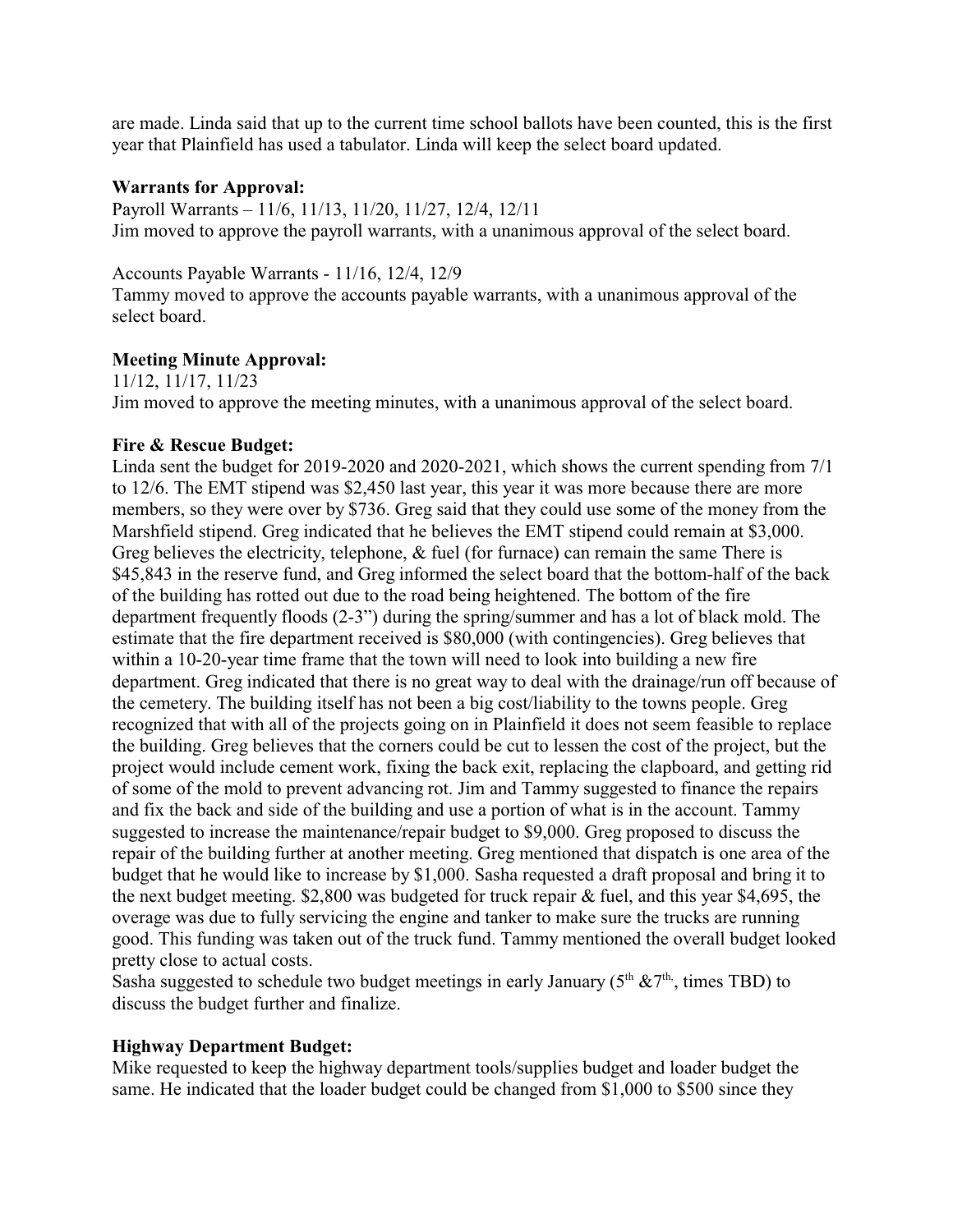are made. Linda said that up to the current time school ballots have been counted, this is the first year that Plainfield has used a tabulator. Linda will keep the select board updated.

**Warrants for Approval:**

Payroll Warrants – 11/6, 11/13, 11/20, 11/27, 12/4, 12/11
Jim moved to approve the payroll warrants, with a unanimous approval of the select board.

Accounts Payable Warrants - 11/16, 12/4, 12/9
Tammy moved to approve the accounts payable warrants, with a unanimous approval of the select board.

**Meeting Minute Approval:**

11/12, 11/17, 11/23
Jim moved to approve the meeting minutes, with a unanimous approval of the select board.

**Fire & Rescue Budget:**

Linda sent the budget for 2019-2020 and 2020-2021, which shows the current spending from 7/1 to 12/6. The EMT stipend was $2,450 last year, this year it was more because there are more members, so they were over by $736. Greg said that they could use some of the money from the Marshfield stipend. Greg indicated that he believes the EMT stipend could remain at $3,000. Greg believes the electricity, telephone, & fuel (for furnace) can remain the same There is $45,843 in the reserve fund, and Greg informed the select board that the bottom-half of the back of the building has rotted out due to the road being heightened. The bottom of the fire department frequently floods (2-3") during the spring/summer and has a lot of black mold. The estimate that the fire department received is $80,000 (with contingencies). Greg believes that within a 10-20-year time frame that the town will need to look into building a new fire department. Greg indicated that there is no great way to deal with the drainage/run off because of the cemetery. The building itself has not been a big cost/liability to the towns people. Greg recognized that with all of the projects going on in Plainfield it does not seem feasible to replace the building. Greg believes that the corners could be cut to lessen the cost of the project, but the project would include cement work, fixing the back exit, replacing the clapboard, and getting rid of some of the mold to prevent advancing rot. Jim and Tammy suggested to finance the repairs and fix the back and side of the building and use a portion of what is in the account. Tammy suggested to increase the maintenance/repair budget to $9,000. Greg proposed to discuss the repair of the building further at another meeting. Greg mentioned that dispatch is one area of the budget that he would like to increase by $1,000. Sasha requested a draft proposal and bring it to the next budget meeting. $2,800 was budgeted for truck repair & fuel, and this year $4,695, the overage was due to fully servicing the engine and tanker to make sure the trucks are running good. This funding was taken out of the truck fund. Tammy mentioned the overall budget looked pretty close to actual costs.
Sasha suggested to schedule two budget meetings in early January (5th &7th, times TBD) to discuss the budget further and finalize.

**Highway Department Budget:**

Mike requested to keep the highway department tools/supplies budget and loader budget the same. He indicated that the loader budget could be changed from $1,000 to $500 since they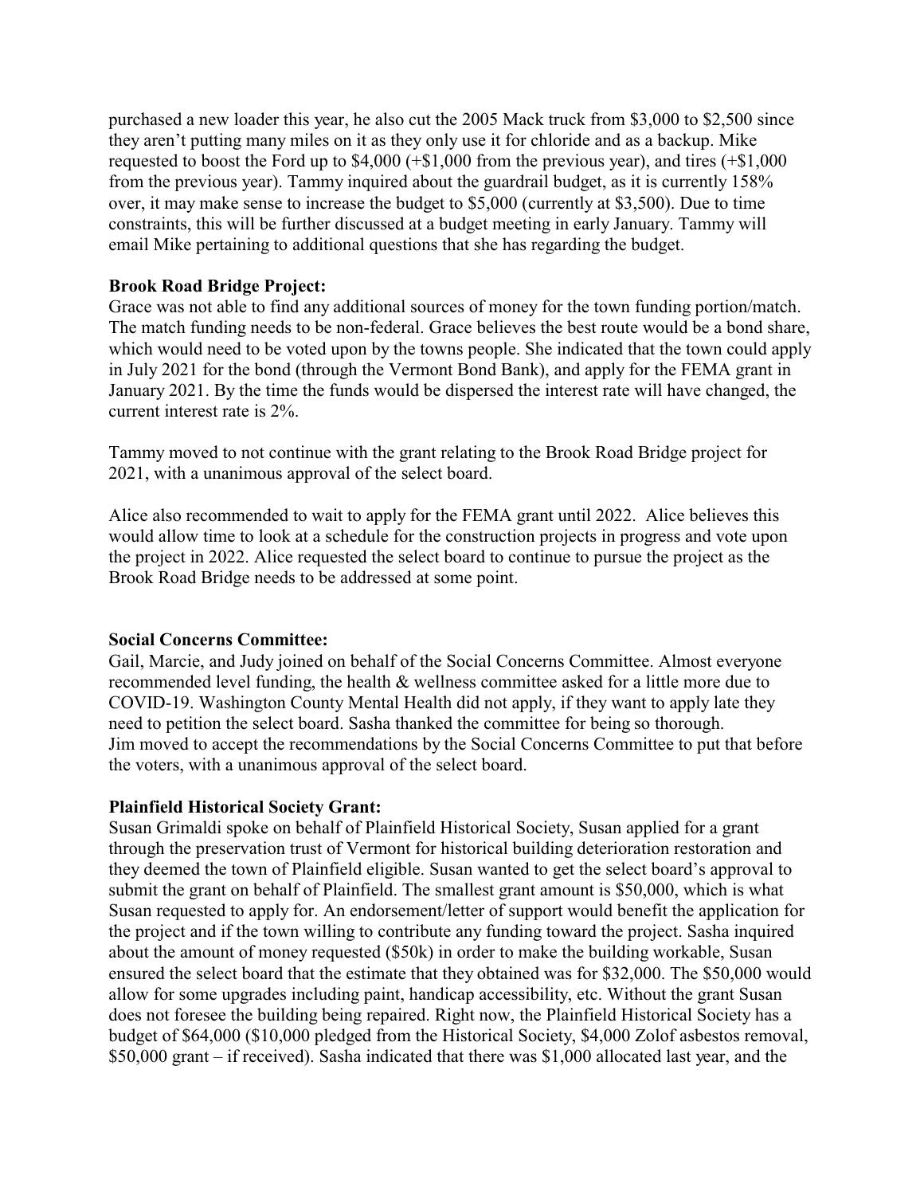purchased a new loader this year, he also cut the 2005 Mack truck from $3,000 to $2,500 since they aren't putting many miles on it as they only use it for chloride and as a backup. Mike requested to boost the Ford up to $4,000 (+$1,000 from the previous year), and tires (+$1,000 from the previous year). Tammy inquired about the guardrail budget, as it is currently 158% over, it may make sense to increase the budget to $5,000 (currently at $3,500). Due to time constraints, this will be further discussed at a budget meeting in early January. Tammy will email Mike pertaining to additional questions that she has regarding the budget.

**Brook Road Bridge Project:**
Grace was not able to find any additional sources of money for the town funding portion/match. The match funding needs to be non-federal. Grace believes the best route would be a bond share, which would need to be voted upon by the towns people. She indicated that the town could apply in July 2021 for the bond (through the Vermont Bond Bank), and apply for the FEMA grant in January 2021. By the time the funds would be dispersed the interest rate will have changed, the current interest rate is 2%.

Tammy moved to not continue with the grant relating to the Brook Road Bridge project for 2021, with a unanimous approval of the select board.

Alice also recommended to wait to apply for the FEMA grant until 2022. Alice believes this would allow time to look at a schedule for the construction projects in progress and vote upon the project in 2022. Alice requested the select board to continue to pursue the project as the Brook Road Bridge needs to be addressed at some point.

**Social Concerns Committee:**
Gail, Marcie, and Judy joined on behalf of the Social Concerns Committee. Almost everyone recommended level funding, the health & wellness committee asked for a little more due to COVID-19. Washington County Mental Health did not apply, if they want to apply late they need to petition the select board. Sasha thanked the committee for being so thorough.
Jim moved to accept the recommendations by the Social Concerns Committee to put that before the voters, with a unanimous approval of the select board.

**Plainfield Historical Society Grant:**
Susan Grimaldi spoke on behalf of Plainfield Historical Society, Susan applied for a grant through the preservation trust of Vermont for historical building deterioration restoration and they deemed the town of Plainfield eligible. Susan wanted to get the select board's approval to submit the grant on behalf of Plainfield. The smallest grant amount is $50,000, which is what Susan requested to apply for. An endorsement/letter of support would benefit the application for the project and if the town willing to contribute any funding toward the project. Sasha inquired about the amount of money requested ($50k) in order to make the building workable, Susan ensured the select board that the estimate that they obtained was for $32,000. The $50,000 would allow for some upgrades including paint, handicap accessibility, etc. Without the grant Susan does not foresee the building being repaired. Right now, the Plainfield Historical Society has a budget of $64,000 ($10,000 pledged from the Historical Society, $4,000 Zolof asbestos removal, $50,000 grant – if received). Sasha indicated that there was $1,000 allocated last year, and the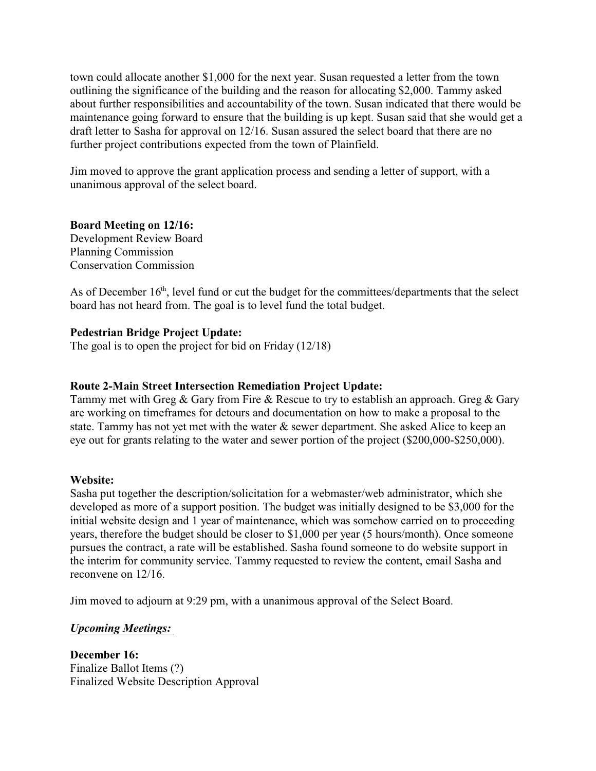town could allocate another $1,000 for the next year. Susan requested a letter from the town outlining the significance of the building and the reason for allocating $2,000. Tammy asked about further responsibilities and accountability of the town. Susan indicated that there would be maintenance going forward to ensure that the building is up kept. Susan said that she would get a draft letter to Sasha for approval on 12/16. Susan assured the select board that there are no further project contributions expected from the town of Plainfield.

Jim moved to approve the grant application process and sending a letter of support, with a unanimous approval of the select board.

**Board Meeting on 12/16:**
Development Review Board
Planning Commission
Conservation Commission

As of December 16th, level fund or cut the budget for the committees/departments that the select board has not heard from. The goal is to level fund the total budget.

**Pedestrian Bridge Project Update:**
The goal is to open the project for bid on Friday (12/18)

**Route 2-Main Street Intersection Remediation Project Update:**
Tammy met with Greg & Gary from Fire & Rescue to try to establish an approach. Greg & Gary are working on timeframes for detours and documentation on how to make a proposal to the state. Tammy has not yet met with the water & sewer department. She asked Alice to keep an eye out for grants relating to the water and sewer portion of the project ($200,000-$250,000).

**Website:**
Sasha put together the description/solicitation for a webmaster/web administrator, which she developed as more of a support position. The budget was initially designed to be $3,000 for the initial website design and 1 year of maintenance, which was somehow carried on to proceeding years, therefore the budget should be closer to $1,000 per year (5 hours/month). Once someone pursues the contract, a rate will be established. Sasha found someone to do website support in the interim for community service. Tammy requested to review the content, email Sasha and reconvene on 12/16.

Jim moved to adjourn at 9:29 pm, with a unanimous approval of the Select Board.

***Upcoming Meetings:***

**December 16:**
Finalize Ballot Items (?)
Finalized Website Description Approval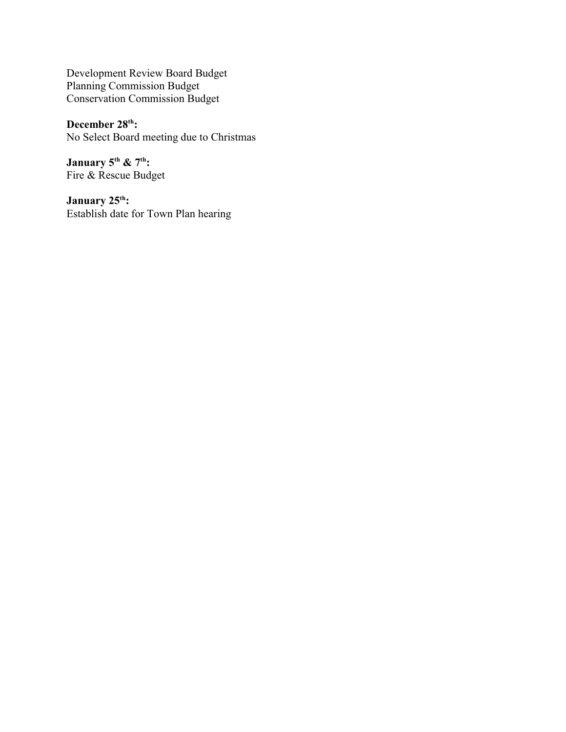Development Review Board Budget
Planning Commission Budget
Conservation Commission Budget

**December 28th:**
No Select Board meeting due to Christmas

**January 5th & 7th:**
Fire & Rescue Budget

**January 25th:**
Establish date for Town Plan hearing